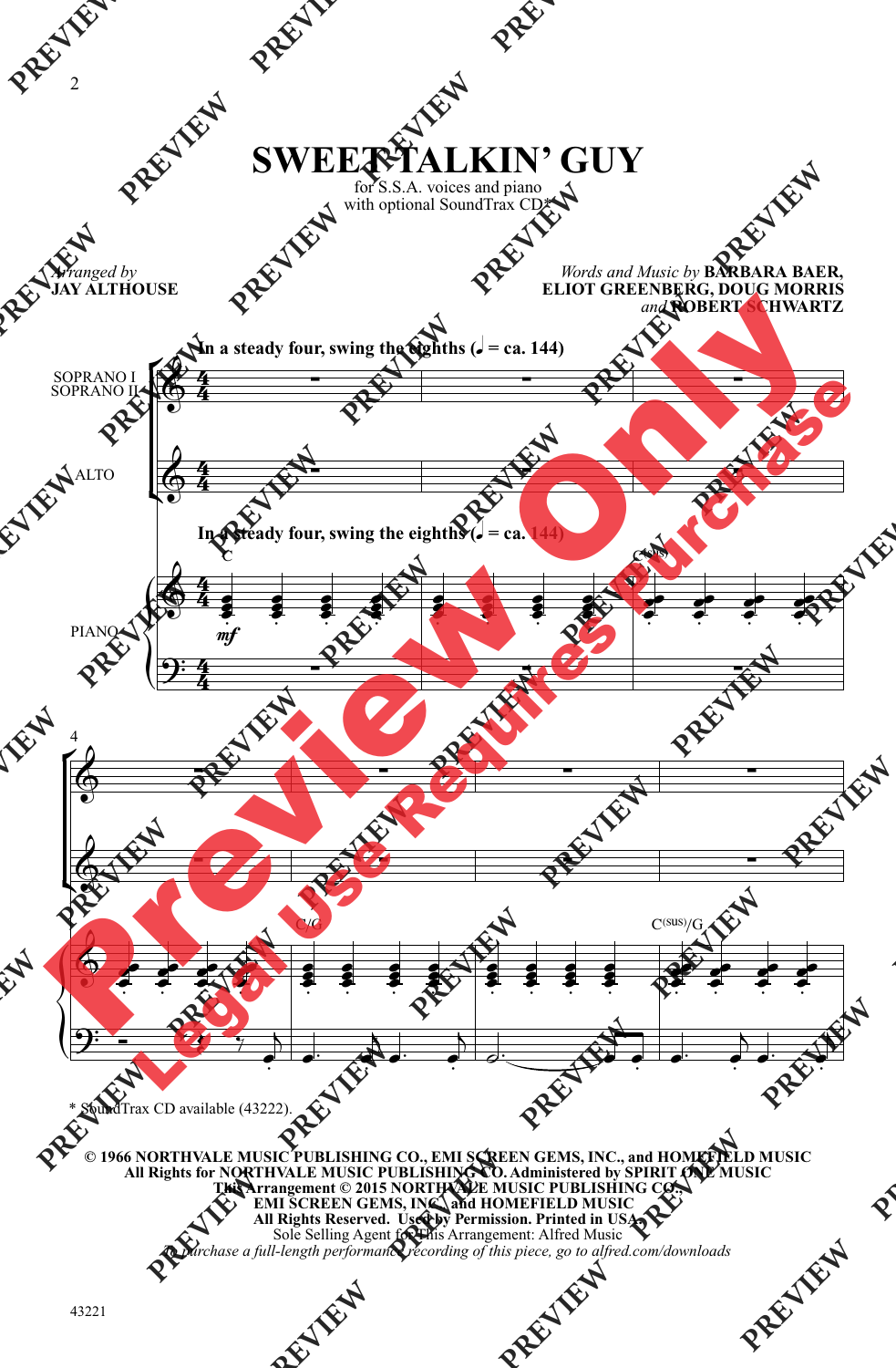# SWEET TALKIN' GUY

for S.S.A. voices and piano
with optional SoundTrax CD*

*Arranged by*
**JAY ALTHOUSE**

*Words and Music by* **BARBARA BAER, ELIOT GREENBERG, DOUG MORRIS** *and* **ROBERT SCHWARTZ**

**In a steady four, swing the eighths (♩ = ca. 144)**

SOPRANO I
SOPRANO II

ALTO

PIANO

C — C(sus) — C/G — C(sus)/G

*mf*

\* SoundTrax CD available (43222).

**© 1966 NORTHVALE MUSIC PUBLISHING CO., EMI SCREEN GEMS, INC., and HOMEFIELD MUSIC**
**All Rights for NORTHVALE MUSIC PUBLISHING CO. Administered by SPIRIT ONE MUSIC**
**This Arrangement © 2015 NORTHVALE MUSIC PUBLISHING CO., EMI SCREEN GEMS, INC., and HOMEFIELD MUSIC**
**All Rights Reserved. Used by Permission. Printed in USA.**
Sole Selling Agent for This Arrangement: Alfred Music
*To purchase a full-length performance recording of this piece, go to alfred.com/downloads*

43221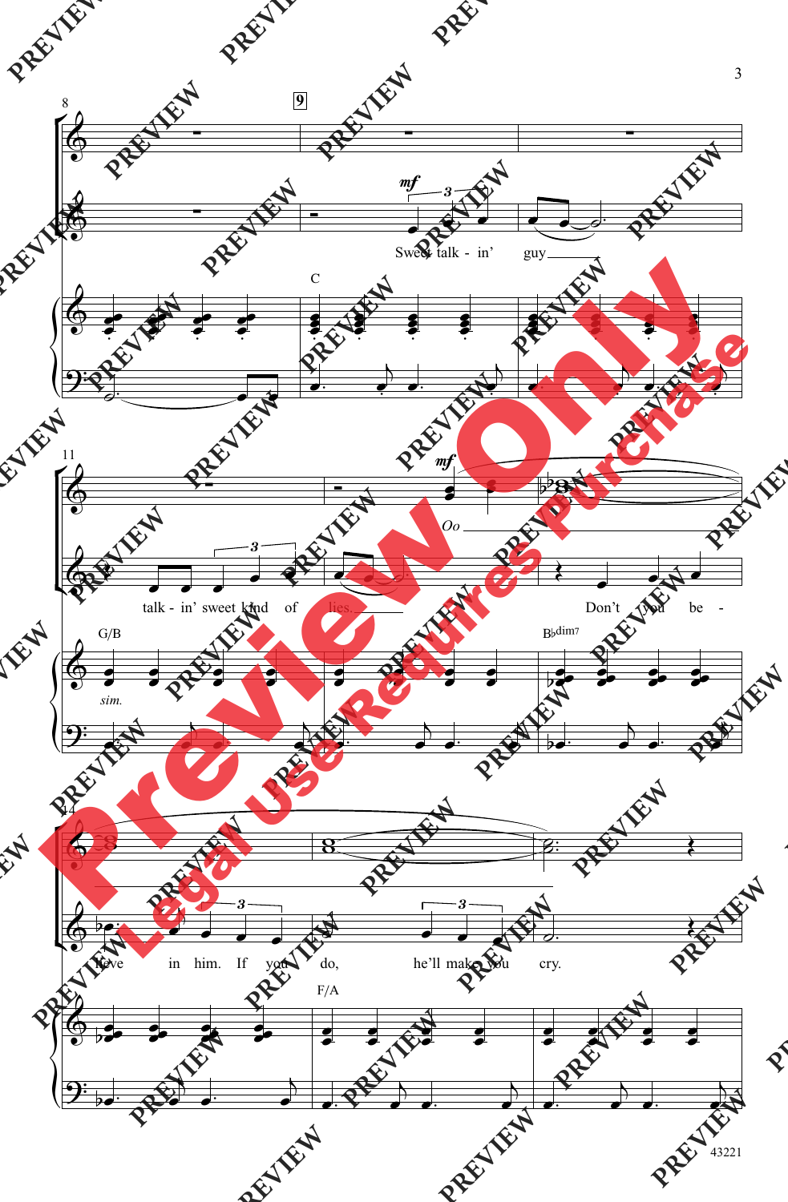8

**9**

*mf*

Sweet talk - in' guy

C

11

*mf*

*Oo*

talk - in' sweet kind of lies.

Don't you be -

G/B

*sim.*

B♭dim7

14

lieve in him. If you do, he'll make you cry.

F/A

43221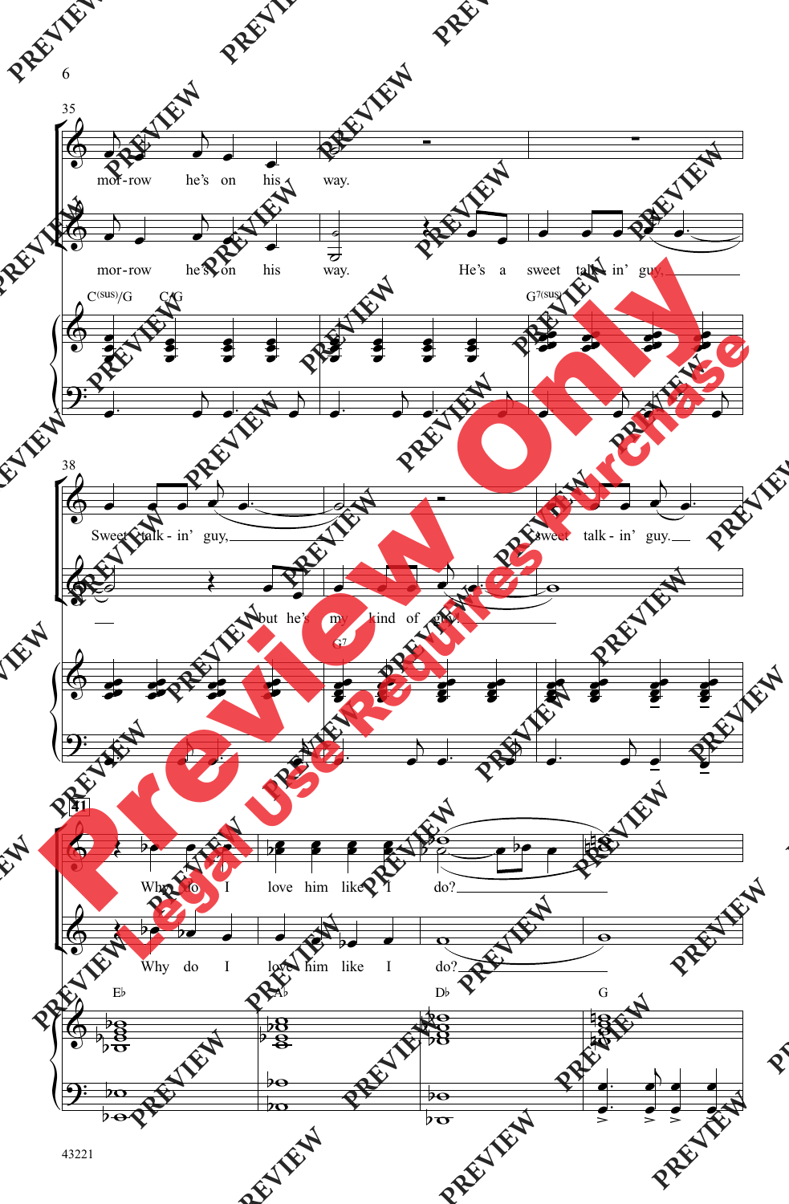35

mor-row he's on his way.

mor-row he's on his way. He's a sweet talk-in' guy,

C(sus)/G C/G G7(sus)

38

Sweet talk-in' guy, sweet talk-in' guy.

but he's my kind of guy.

G7

41

Why do I love him like I do?

Why do I love him like I do?

E♭ A♭ D♭ G

43221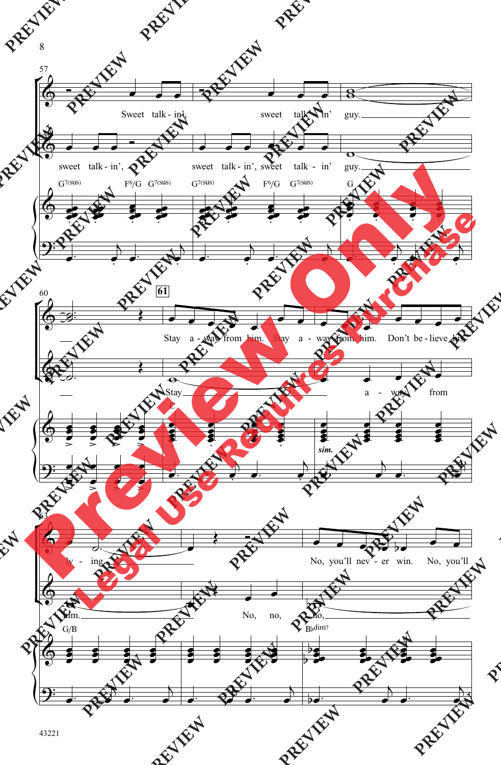57

Sweet talk - in', sweet talk - in' guy.

sweet talk - in', sweet talk - in', sweet talk - in' guy.

G7(sus) F6/G G7(sus) G7(sus) F6/G G7(sus) G

60

61

Stay a - way from him. Stay a - way from him. Don't be - lieve his

Stay a - way from

C

*sim.*

63

ly - ing No, you'll nev - er win. No, you'll

him. No, no, no,

G/B B♭dim7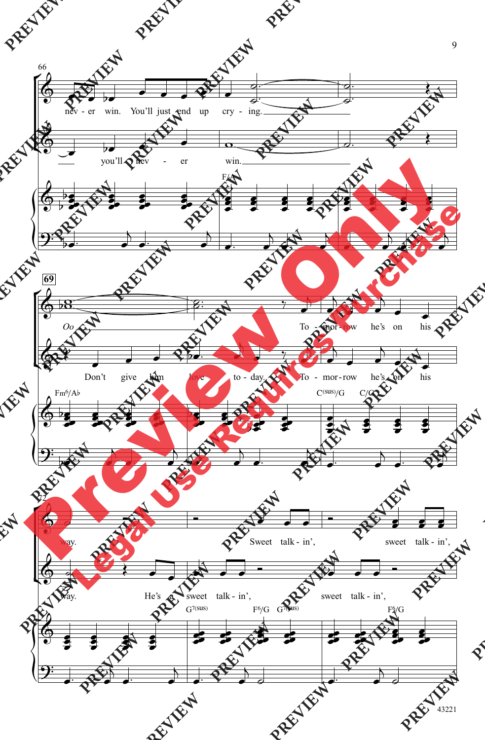66

nev - er win. You'll just end up cry - ing.

you'll nev - er win.

F/A

69

*Oo* To - mor - row he's on his

Don't give him love to - day. To - mor - row he's on his

Fm6/A♭ C(sus)/G C/G

72

way. Sweet talk - in', sweet talk - in',

way. He's a sweet talk - in', sweet talk - in',

G7(sus) F6/G G7(sus) F6/G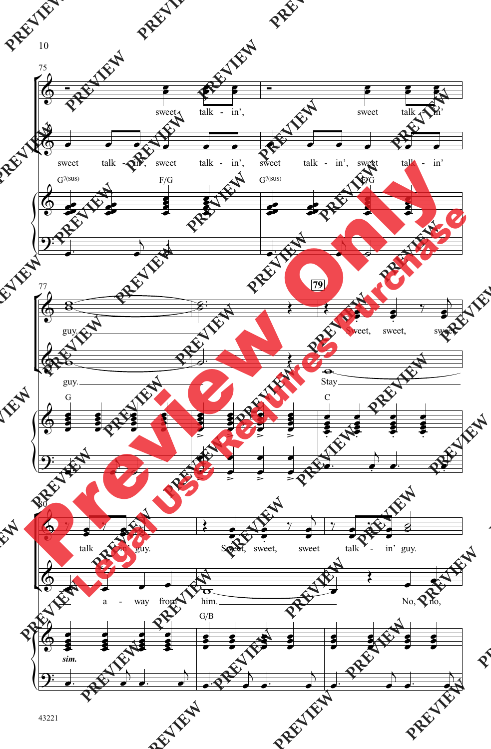75

sweet talk - in', sweet talk - in'

sweet talk - in', sweet talk - in', sweet talk - in', sweet talk - in'

G7(sus) F/G G7(sus) F/G

77

guy.

guy.

G

79

Sweet, sweet, sweet

Stay

C

80

talk - in' guy. Sweet, sweet, sweet talk - in' guy.

a - way from him. No, no,

*sim.*

G/B

43221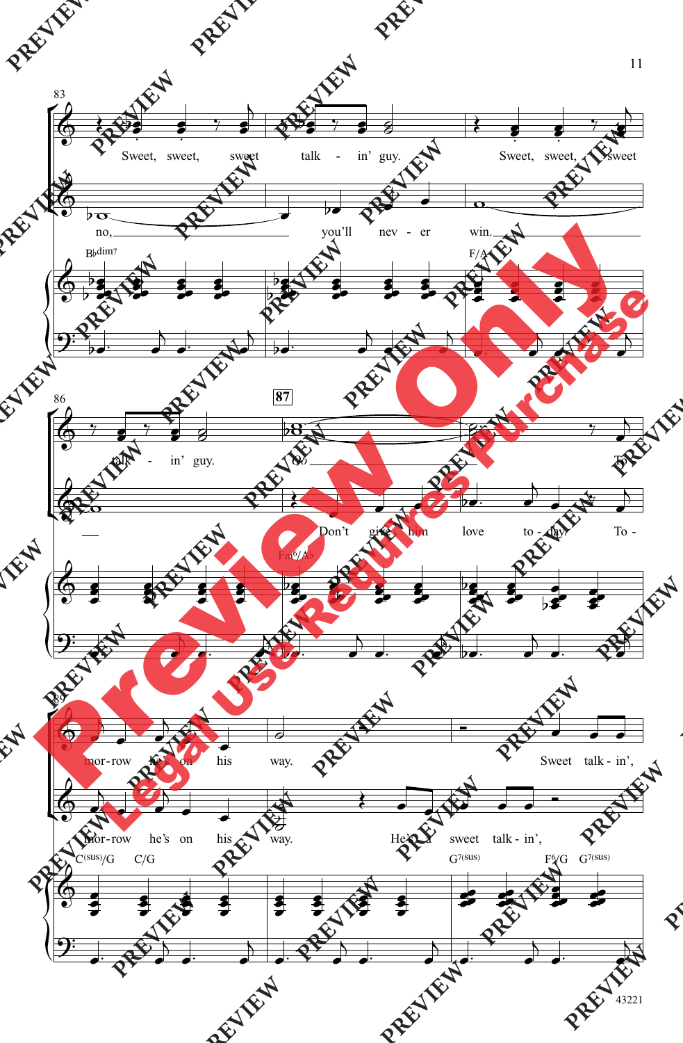83

Sweet, sweet, sweet talk - in' guy. Sweet, sweet, sweet

no, you'll nev - er win.

B♭dim7 F/A

86

87

talk - in' guy. Oo To -

Don't give him love to - day. To -

Fm6/A♭

89

mor - row he's on his way. Sweet talk - in',

mor - row he's on his way. He's a sweet talk - in',

C(sus)/G C/G G7(sus) F6/G G7(sus)

43221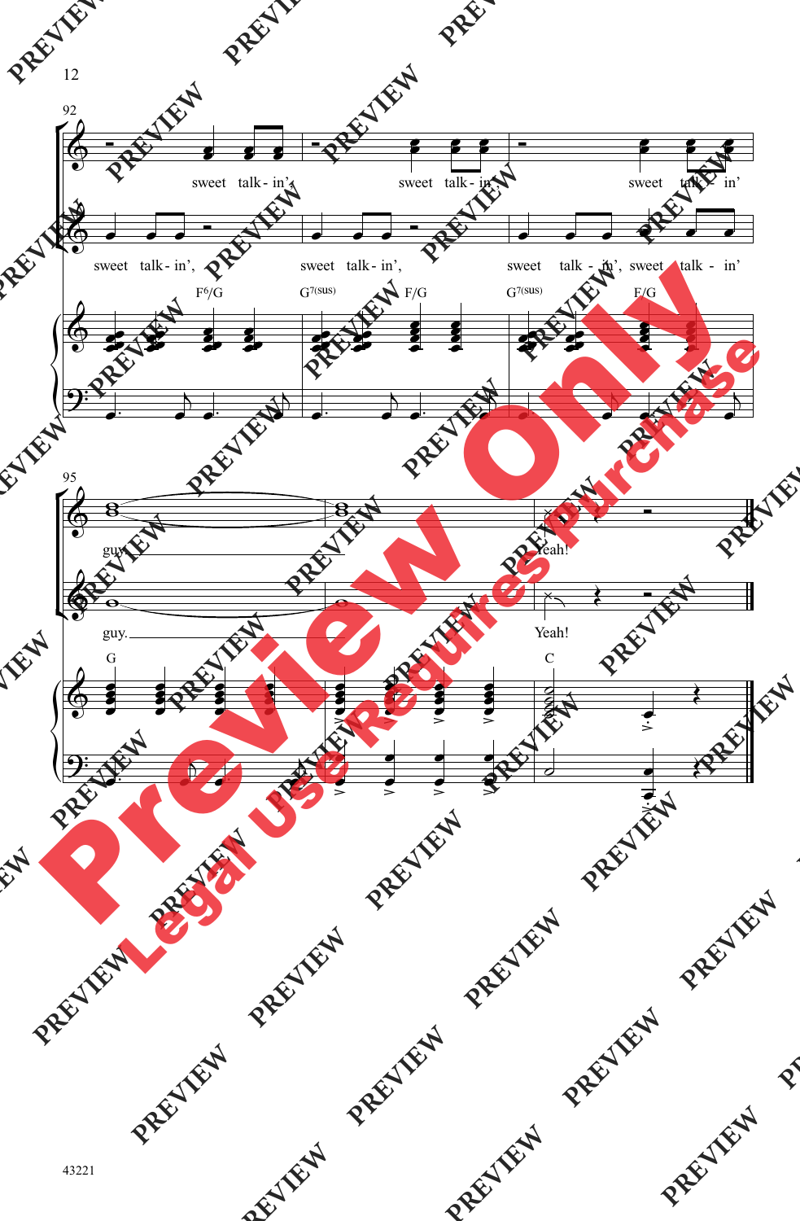92

sweet talk-in', sweet talk-in', sweet talk-in'

sweet talk-in', sweet talk-in', sweet talk-in', sweet talk-in'

F6/G G7(sus) F/G G7(sus) F/G

95

guy.

Yeah!

guy.

Yeah!

G C

43221